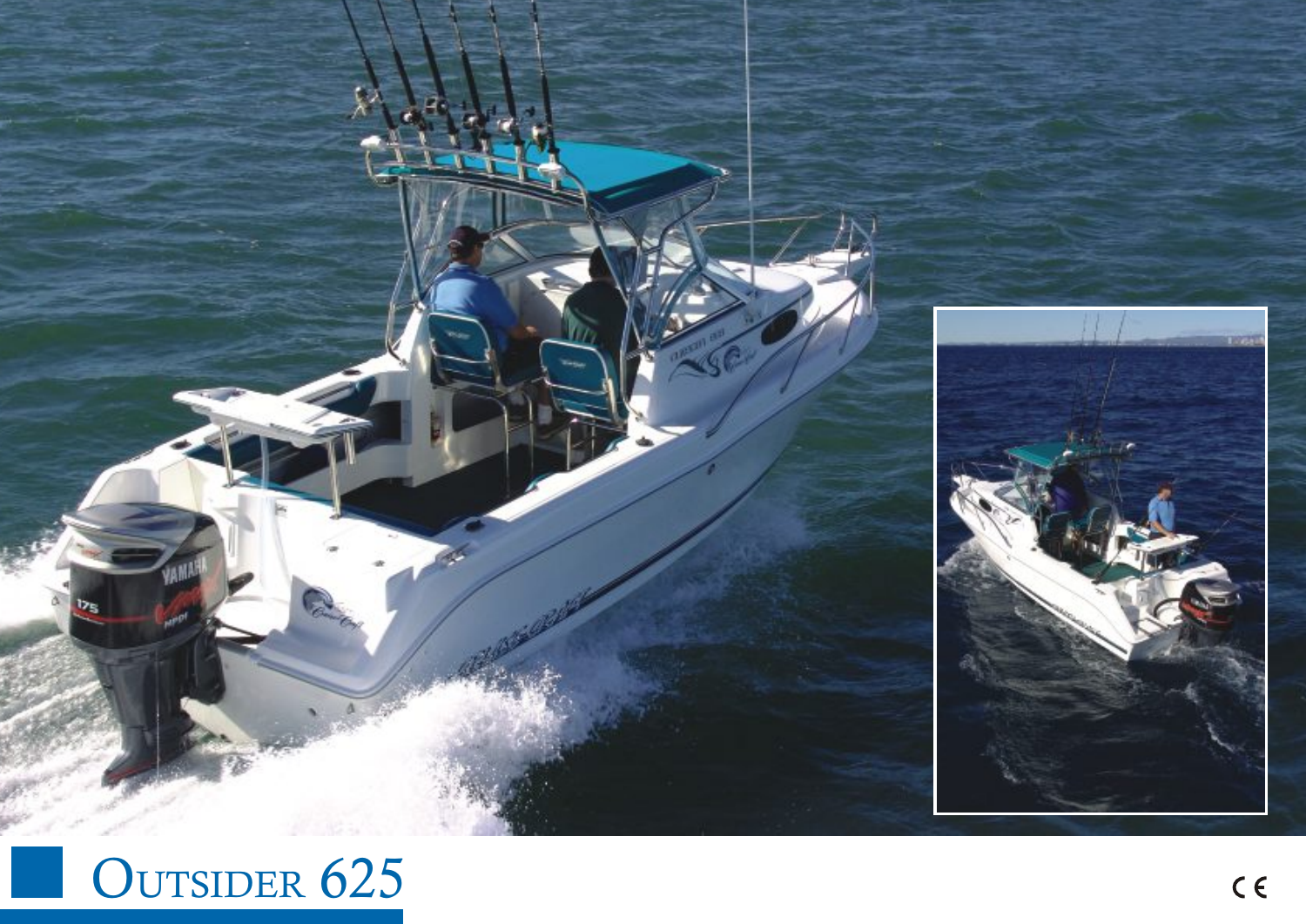# Outsider 625

CE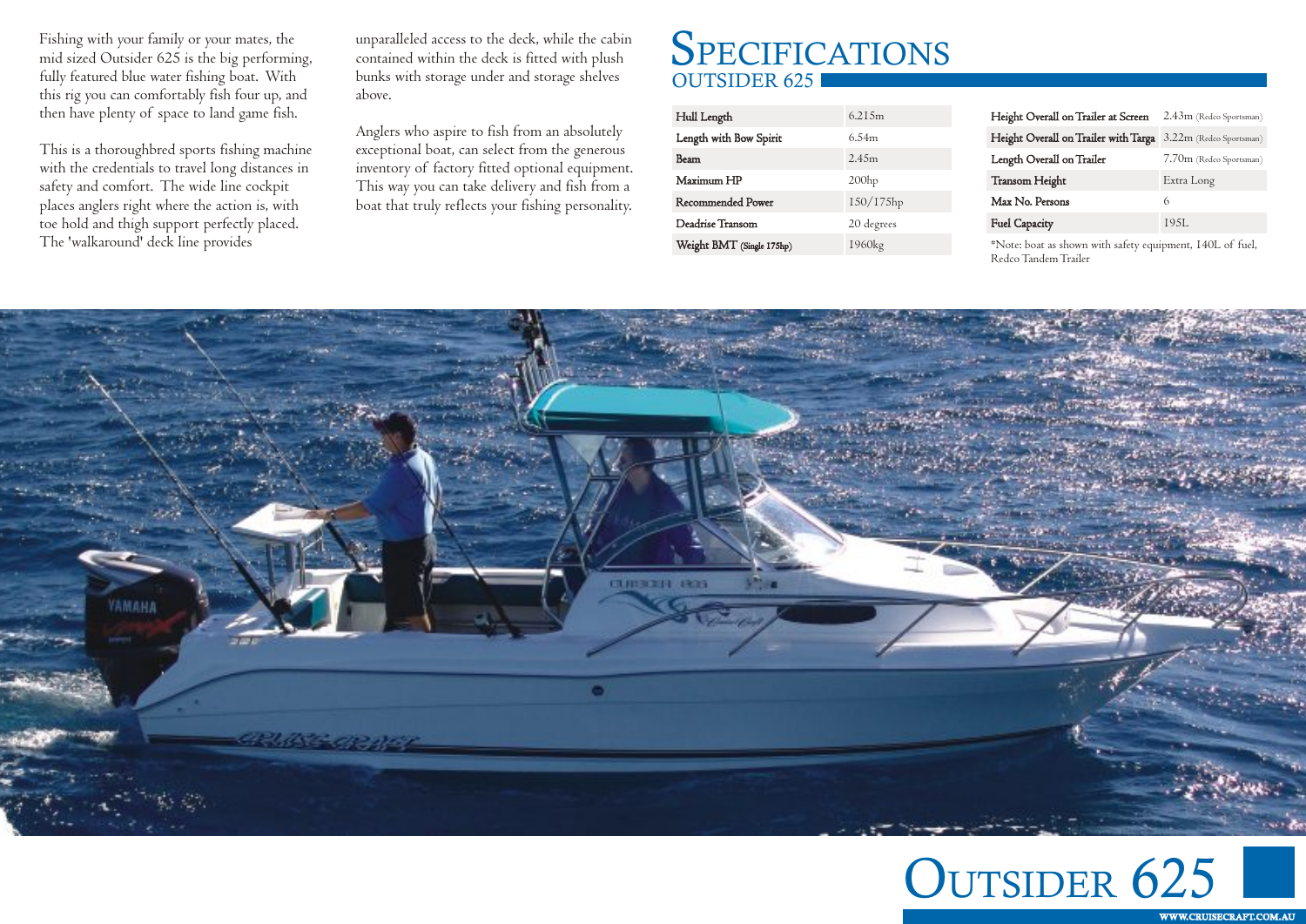Fishing with your family or your mates, the mid sized Outsider 625 is the big performing, fully featured blue water fishing boat. With this rig you can comfortably fish four up, and then have plenty of space to land game fish.

This is a thoroughbred sports fishing machine with the credentials to travel long distances in safety and comfort. The wide line cockpit places anglers right where the action is, with toe hold and thigh support perfectly placed. The 'walkaround' deck line provides unparalleled access to the deck, while the cabin contained within the deck is fitted with plush bunks with storage under and storage shelves above.

Anglers who aspire to fish from an absolutely exceptional boat, can select from the generous inventory of factory fitted optional equipment. This way you can take delivery and fish from a boat that truly reflects your fishing personality.

# Specifications

## Outsider 625

| | |
|---|---|
| Hull Length | 6.215m |
| Length with Bow Spirit | 6.54m |
| Beam | 2.45m |
| Maximum HP | 200hp |
| Recommended Power | 150/175hp |
| Deadrise Transom | 20 degrees |
| Weight BMT (Single 175hp) | 1960kg |

| | |
|---|---|
| Height Overall on Trailer at Screen | 2.43m (Redco Sportsman) |
| Height Overall on Trailer with Targa | 3.22m (Redco Sportsman) |
| Length Overall on Trailer | 7.70m (Redco Sportsman) |
| Transom Height | Extra Long |
| Max No. Persons | 6 |
| Fuel Capacity | 195L |

*Note: boat as shown with safety equipment, 140L of fuel, Redco Tandem Trailer

# Outsider 625

WWW.CRUISECRAFT.COM.AU